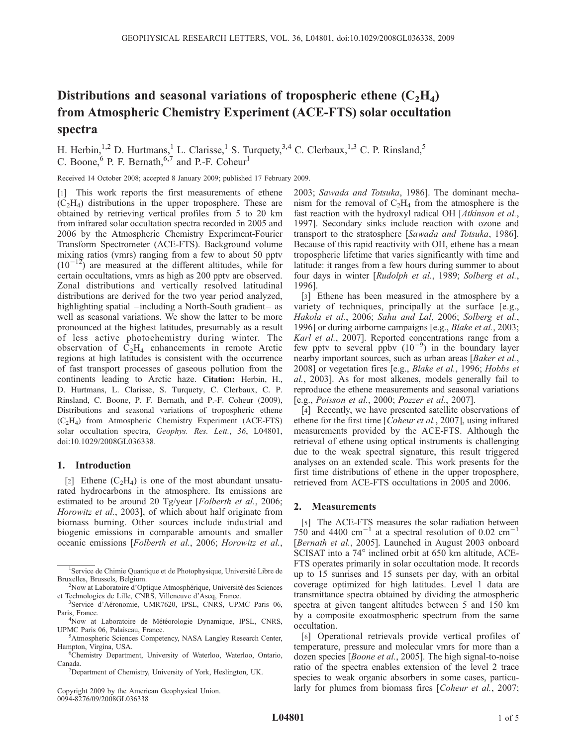# Distributions and seasonal variations of tropospheric ethene ($C_2H_4$) from Atmospheric Chemistry Experiment (ACE-FTS) solar occultation spectra

H. Herbin,[1,2] D. Hurtmans,[1] L. Clarisse,[1] S. Turquety,[3,4] C. Clerbaux,[1,3] C. P. Rinsland,[5] C. Boone,[6] P. F. Bernath,[6,7] and P.-F. Coheur[1]

Received 14 October 2008; accepted 8 January 2009; published 17 February 2009.

[1] This work reports the first measurements of ethene ($C_2H_4$) distributions in the upper troposphere. These are obtained by retrieving vertical profiles from 5 to 20 km from infrared solar occultation spectra recorded in 2005 and 2006 by the Atmospheric Chemistry Experiment-Fourier Transform Spectrometer (ACE-FTS). Background volume mixing ratios (vmrs) ranging from a few to about 50 pptv ($10^{-12}$) are measured at the different altitudes, while for certain occultations, vmrs as high as 200 pptv are observed. Zonal distributions and vertically resolved latitudinal distributions are derived for the two year period analyzed, highlighting spatial –including a North-South gradient– as well as seasonal variations. We show the latter to be more pronounced at the highest latitudes, presumably as a result of less active photochemistry during winter. The observation of $C_2H_4$ enhancements in remote Arctic regions at high latitudes is consistent with the occurrence of fast transport processes of gaseous pollution from the continents leading to Arctic haze. **Citation:** Herbin, H., D. Hurtmans, L. Clarisse, S. Turquety, C. Clerbaux, C. P. Rinsland, C. Boone, P. F. Bernath, and P.-F. Coheur (2009), Distributions and seasonal variations of tropospheric ethene ($C_2H_4$) from Atmospheric Chemistry Experiment (ACE-FTS) solar occultation spectra, *Geophys. Res. Lett.*, *36*, L04801, doi:10.1029/2008GL036338.

## 1. Introduction

[2] Ethene ($C_2H_4$) is one of the most abundant unsaturated hydrocarbons in the atmosphere. Its emissions are estimated to be around 20 Tg/year [*Folberth et al.*, 2006; *Horowitz et al.*, 2003], of which about half originate from biomass burning. Other sources include industrial and biogenic emissions in comparable amounts and smaller oceanic emissions [*Folberth et al.*, 2006; *Horowitz et al.*, 2003; *Sawada and Totsuka*, 1986]. The dominant mechanism for the removal of $C_2H_4$ from the atmosphere is the fast reaction with the hydroxyl radical OH [*Atkinson et al.*, 1997]. Secondary sinks include reaction with ozone and transport to the stratosphere [*Sawada and Totsuka*, 1986]. Because of this rapid reactivity with OH, ethene has a mean tropospheric lifetime that varies significantly with time and latitude: it ranges from a few hours during summer to about four days in winter [*Rudolph et al.*, 1989; *Solberg et al.*, 1996].

[3] Ethene has been measured in the atmosphere by a variety of techniques, principally at the surface [e.g., *Hakola et al.*, 2006; *Sahu and Lal*, 2006; *Solberg et al.*, 1996] or during airborne campaigns [e.g., *Blake et al.*, 2003; *Karl et al.*, 2007]. Reported concentrations range from a few pptv to several ppbv ($10^{-9}$) in the boundary layer nearby important sources, such as urban areas [*Baker et al.*, 2008] or vegetation fires [e.g., *Blake et al.*, 1996; *Hobbs et al.*, 2003]. As for most alkenes, models generally fail to reproduce the ethene measurements and seasonal variations [e.g., *Poisson et al.*, 2000; *Pozzer et al.*, 2007].

[4] Recently, we have presented satellite observations of ethene for the first time [*Coheur et al.*, 2007], using infrared measurements provided by the ACE-FTS. Although the retrieval of ethene using optical instruments is challenging due to the weak spectral signature, this result triggered analyses on an extended scale. This work presents for the first time distributions of ethene in the upper troposphere, retrieved from ACE-FTS occultations in 2005 and 2006.

## 2. Measurements

[5] The ACE-FTS measures the solar radiation between 750 and 4400 $cm^{-1}$ at a spectral resolution of 0.02 $cm^{-1}$ [*Bernath et al.*, 2005]. Launched in August 2003 onboard SCISAT into a 74° inclined orbit at 650 km altitude, ACE-FTS operates primarily in solar occultation mode. It records up to 15 sunrises and 15 sunsets per day, with an orbital coverage optimized for high latitudes. Level 1 data are transmittance spectra obtained by dividing the atmospheric spectra at given tangent altitudes between 5 and 150 km by a composite exoatmospheric spectrum from the same occultation.

[6] Operational retrievals provide vertical profiles of temperature, pressure and molecular vmrs for more than a dozen species [*Boone et al.*, 2005]. The high signal-to-noise ratio of the spectra enables extension of the level 2 trace species to weak organic absorbers in some cases, particularly for plumes from biomass fires [*Coheur et al.*, 2007;

---

[1]Service de Chimie Quantique et de Photophysique, Université Libre de Bruxelles, Brussels, Belgium.

[2]Now at Laboratoire d'Optique Atmosphérique, Université des Sciences et Technologies de Lille, CNRS, Villeneuve d'Ascq, France.

[3]Service d'Aéronomie, UMR7620, IPSL, CNRS, UPMC Paris 06, Paris, France.

[4]Now at Laboratoire de Météorologie Dynamique, IPSL, CNRS, UPMC Paris 06, Palaiseau, France.

[5]Atmospheric Sciences Competency, NASA Langley Research Center, Hampton, Virgina, USA.

[6]Chemistry Department, University of Waterloo, Waterloo, Ontario, Canada.

[7]Department of Chemistry, University of York, Heslington, UK.

Copyright 2009 by the American Geophysical Union.
0094-8276/09/2008GL036338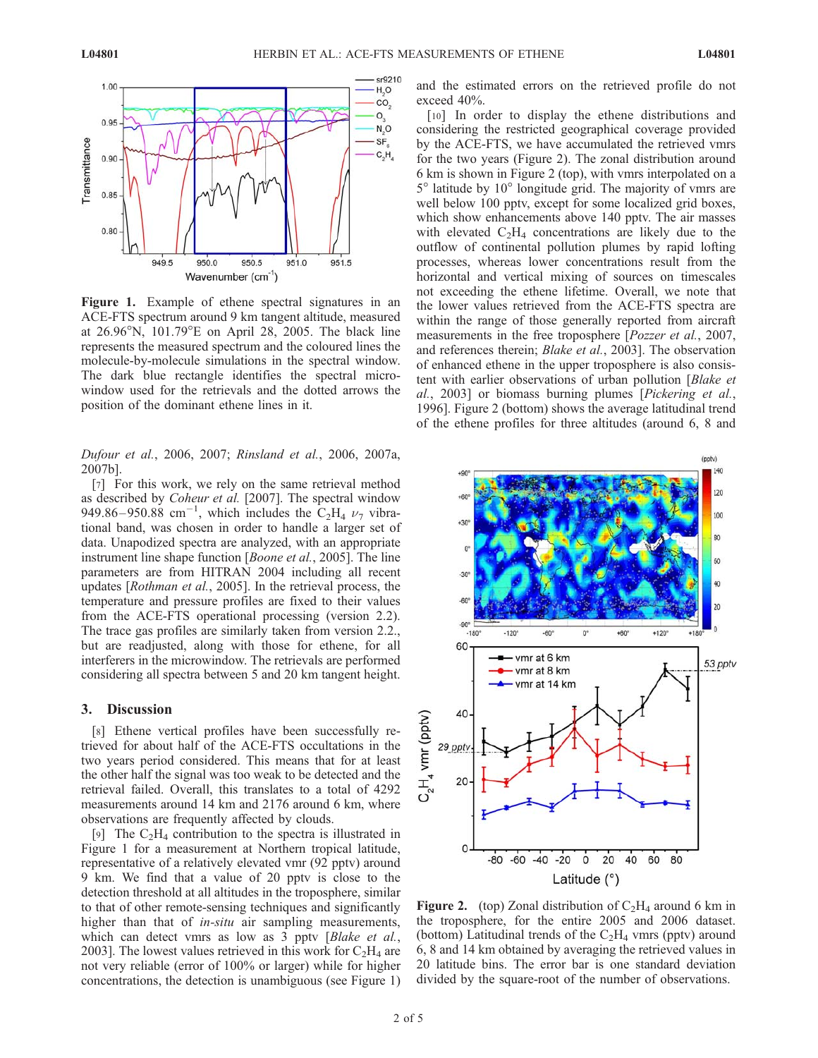**Figure 1.** Example of ethene spectral signatures in an ACE-FTS spectrum around 9 km tangent altitude, measured at 26.96°N, 101.79°E on April 28, 2005. The black line represents the measured spectrum and the coloured lines the molecule-by-molecule simulations in the spectral window. The dark blue rectangle identifies the spectral micro-window used for the retrievals and the dotted arrows the position of the dominant ethene lines in it.

*Dufour et al.*, 2006, 2007; *Rinsland et al.*, 2006, 2007a, 2007b].

[7] For this work, we rely on the same retrieval method as described by *Coheur et al.* [2007]. The spectral window 949.86–950.88 $cm^{-1}$, which includes the $C_2H_4$ $\nu_7$ vibrational band, was chosen in order to handle a larger set of data. Unapodized spectra are analyzed, with an appropriate instrument line shape function [*Boone et al.*, 2005]. The line parameters are from HITRAN 2004 including all recent updates [*Rothman et al.*, 2005]. In the retrieval process, the temperature and pressure profiles are fixed to their values from the ACE-FTS operational processing (version 2.2). The trace gas profiles are similarly taken from version 2.2., but are readjusted, along with those for ethene, for all interferers in the microwindow. The retrievals are performed considering all spectra between 5 and 20 km tangent height.

## 3. Discussion

[8] Ethene vertical profiles have been successfully retrieved for about half of the ACE-FTS occultations in the two years period considered. This means that for at least the other half the signal was too weak to be detected and the retrieval failed. Overall, this translates to a total of 4292 measurements around 14 km and 2176 around 6 km, where observations are frequently affected by clouds.

[9] The $C_2H_4$ contribution to the spectra is illustrated in Figure 1 for a measurement at Northern tropical latitude, representative of a relatively elevated vmr (92 pptv) around 9 km. We find that a value of 20 pptv is close to the detection threshold at all altitudes in the troposphere, similar to that of other remote-sensing techniques and significantly higher than that of *in-situ* air sampling measurements, which can detect vmrs as low as 3 pptv [*Blake et al.*, 2003]. The lowest values retrieved in this work for $C_2H_4$ are not very reliable (error of 100% or larger) while for higher concentrations, the detection is unambiguous (see Figure 1) and the estimated errors on the retrieved profile do not exceed 40%.

[10] In order to display the ethene distributions and considering the restricted geographical coverage provided by the ACE-FTS, we have accumulated the retrieved vmrs for the two years (Figure 2). The zonal distribution around 6 km is shown in Figure 2 (top), with vmrs interpolated on a 5° latitude by 10° longitude grid. The majority of vmrs are well below 100 pptv, except for some localized grid boxes, which show enhancements above 140 pptv. The air masses with elevated $C_2H_4$ concentrations are likely due to the outflow of continental pollution plumes by rapid lofting processes, whereas lower concentrations result from the horizontal and vertical mixing of sources on timescales not exceeding the ethene lifetime. Overall, we note that the lower values retrieved from the ACE-FTS spectra are within the range of those generally reported from aircraft measurements in the free troposphere [*Pozzer et al.*, 2007, and references therein; *Blake et al.*, 2003]. The observation of enhanced ethene in the upper troposphere is also consistent with earlier observations of urban pollution [*Blake et al.*, 2003] or biomass burning plumes [*Pickering et al.*, 1996]. Figure 2 (bottom) shows the average latitudinal trend of the ethene profiles for three altitudes (around 6, 8 and

**Figure 2.** (top) Zonal distribution of $C_2H_4$ around 6 km in the troposphere, for the entire 2005 and 2006 dataset. (bottom) Latitudinal trends of the $C_2H_4$ vmrs (pptv) around 6, 8 and 14 km obtained by averaging the retrieved values in 20 latitude bins. The error bar is one standard deviation divided by the square-root of the number of observations.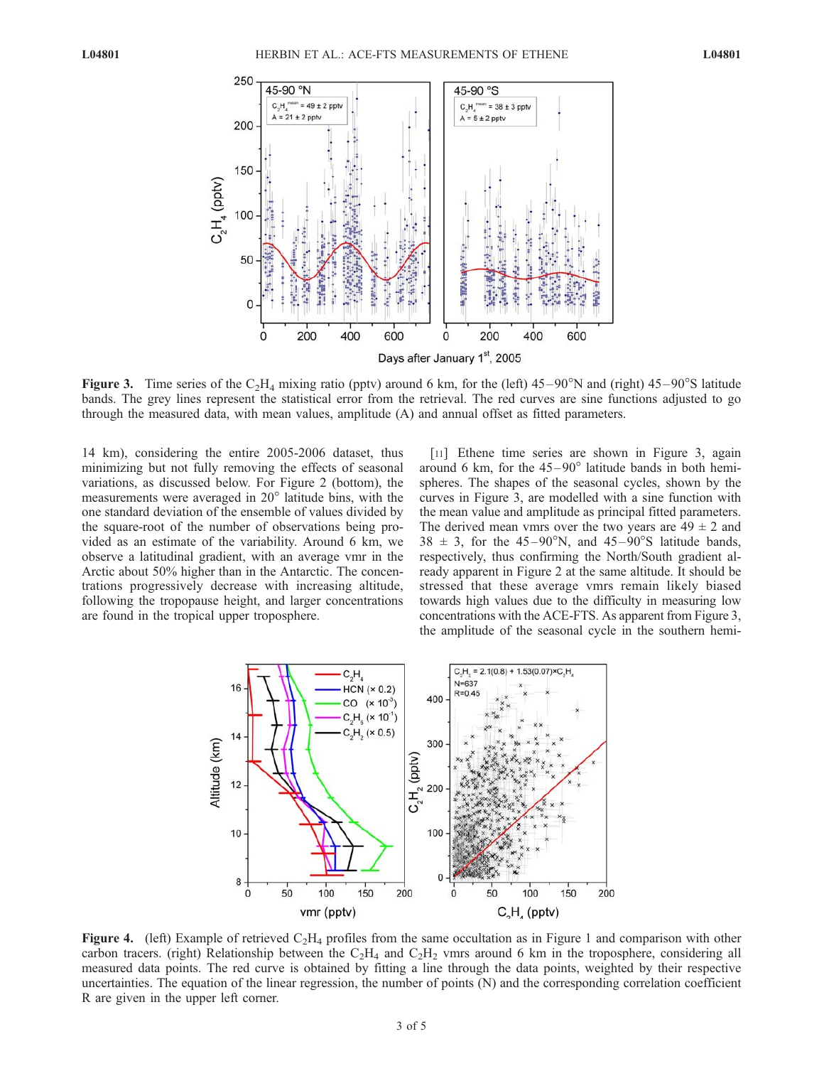**Figure 3.** Time series of the $C_2H_4$ mixing ratio (pptv) around 6 km, for the (left) 45–90°N and (right) 45–90°S latitude bands. The grey lines represent the statistical error from the retrieval. The red curves are sine functions adjusted to go through the measured data, with mean values, amplitude (A) and annual offset as fitted parameters.

14 km), considering the entire 2005-2006 dataset, thus minimizing but not fully removing the effects of seasonal variations, as discussed below. For Figure 2 (bottom), the measurements were averaged in 20° latitude bins, with the one standard deviation of the ensemble of values divided by the square-root of the number of observations being provided as an estimate of the variability. Around 6 km, we observe a latitudinal gradient, with an average vmr in the Arctic about 50% higher than in the Antarctic. The concentrations progressively decrease with increasing altitude, following the tropopause height, and larger concentrations are found in the tropical upper troposphere.

[11] Ethene time series are shown in Figure 3, again around 6 km, for the 45–90° latitude bands in both hemispheres. The shapes of the seasonal cycles, shown by the curves in Figure 3, are modelled with a sine function with the mean value and amplitude as principal fitted parameters. The derived mean vmrs over the two years are 49 ± 2 and 38 ± 3, for the 45–90°N, and 45–90°S latitude bands, respectively, thus confirming the North/South gradient already apparent in Figure 2 at the same altitude. It should be stressed that these average vmrs remain likely biased towards high values due to the difficulty in measuring low concentrations with the ACE-FTS. As apparent from Figure 3, the amplitude of the seasonal cycle in the southern hemi-

**Figure 4.** (left) Example of retrieved $C_2H_4$ profiles from the same occultation as in Figure 1 and comparison with other carbon tracers. (right) Relationship between the $C_2H_4$ and $C_2H_2$ vmrs around 6 km in the troposphere, considering all measured data points. The red curve is obtained by fitting a line through the data points, weighted by their respective uncertainties. The equation of the linear regression, the number of points (N) and the corresponding correlation coefficient R are given in the upper left corner.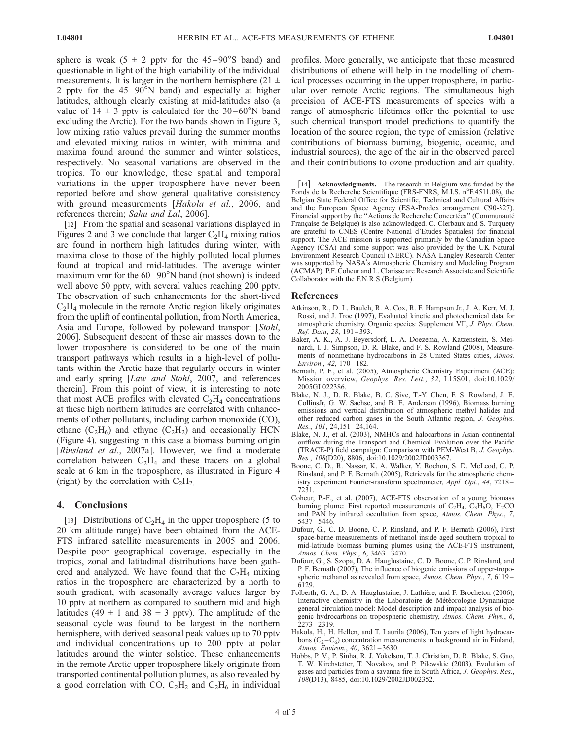sphere is weak (5 ± 2 pptv for the 45–90°S band) and questionable in light of the high variability of the individual measurements. It is larger in the northern hemisphere (21 ± 2 pptv for the 45–90°N band) and especially at higher latitudes, although clearly existing at mid-latitudes also (a value of 14 ± 3 pptv is calculated for the 30–60°N band excluding the Arctic). For the two bands shown in Figure 3, low mixing ratio values prevail during the summer months and elevated mixing ratios in winter, with minima and maxima found around the summer and winter solstices, respectively. No seasonal variations are observed in the tropics. To our knowledge, these spatial and temporal variations in the upper troposphere have never been reported before and show general qualitative consistency with ground measurements [*Hakola et al.*, 2006, and references therein; *Sahu and Lal*, 2006].

[12] From the spatial and seasonal variations displayed in Figures 2 and 3 we conclude that larger $C_2H_4$ mixing ratios are found in northern high latitudes during winter, with maxima close to those of the highly polluted local plumes found at tropical and mid-latitudes. The average winter maximum vmr for the 60–90°N band (not shown) is indeed well above 50 pptv, with several values reaching 200 pptv. The observation of such enhancements for the short-lived $C_2H_4$ molecule in the remote Arctic region likely originates from the uplift of continental pollution, from North America, Asia and Europe, followed by poleward transport [*Stohl*, 2006]. Subsequent descent of these air masses down to the lower troposphere is considered to be one of the main transport pathways which results in a high-level of pollutants within the Arctic haze that regularly occurs in winter and early spring [*Law and Stohl*, 2007, and references therein]. From this point of view, it is interesting to note that most ACE profiles with elevated $C_2H_4$ concentrations at these high northern latitudes are correlated with enhancements of other pollutants, including carbon monoxide (CO), ethane ($C_2H_6$) and ethyne ($C_2H_2$) and occasionally HCN (Figure 4), suggesting in this case a biomass burning origin [*Rinsland et al.*, 2007a]. However, we find a moderate correlation between $C_2H_4$ and these tracers on a global scale at 6 km in the troposphere, as illustrated in Figure 4 (right) by the correlation with $C_2H_2$.

## 4. Conclusions

[13] Distributions of $C_2H_4$ in the upper troposphere (5 to 20 km altitude range) have been obtained from the ACE-FTS infrared satellite measurements in 2005 and 2006. Despite poor geographical coverage, especially in the tropics, zonal and latitudinal distributions have been gathered and analyzed. We have found that the $C_2H_4$ mixing ratios in the troposphere are characterized by a north to south gradient, with seasonally average values larger by 10 pptv at northern as compared to southern mid and high latitudes (49 ± 1 and 38 ± 3 pptv). The amplitude of the seasonal cycle was found to be largest in the northern hemisphere, with derived seasonal peak values up to 70 pptv and individual concentrations up to 200 pptv at polar latitudes around the winter solstice. These enhancements in the remote Arctic upper troposphere likely originate from transported continental pollution plumes, as also revealed by a good correlation with CO, $C_2H_2$ and $C_2H_6$ in individual profiles. More generally, we anticipate that these measured distributions of ethene will help in the modelling of chemical processes occurring in the upper troposphere, in particular over remote Arctic regions. The simultaneous high precision of ACE-FTS measurements of species with a range of atmospheric lifetimes offer the potential to use such chemical transport model predictions to quantify the location of the source region, the type of emission (relative contributions of biomass burning, biogenic, oceanic, and industrial sources), the age of the air in the observed parcel and their contributions to ozone production and air quality.

[14] **Acknowledgments.** The research in Belgium was funded by the Fonds de la Recherche Scientifique (FRS-FNRS, M.I.S. n°F.4511.08), the Belgian State Federal Office for Scientific, Technical and Cultural Affairs and the European Space Agency (ESA-Prodex arrangement C90-327). Financial support by the "Actions de Recherche Concertées" (Communauté Française de Belgique) is also acknowledged. C. Clerbaux and S. Turquety are grateful to CNES (Centre National d'Etudes Spatiales) for financial support. The ACE mission is supported primarily by the Canadian Space Agency (CSA) and some support was also provided by the UK Natural Environment Research Council (NERC). NASA Langley Research Center was supported by NASA's Atmospheric Chemistry and Modeling Program (ACMAP). P.F. Coheur and L. Clarisse are Research Associate and Scientific Collaborator with the F.N.R.S (Belgium).

## References

Atkinson, R., D. L. Baulch, R. A. Cox, R. F. Hampson Jr., J. A. Kerr, M. J. Rossi, and J. Troe (1997), Evaluated kinetic and photochemical data for atmospheric chemistry. Organic species: Supplement VII, *J. Phys. Chem. Ref. Data*, *28*, 191–393.

Baker, A. K., A. J. Beyersdorf, L. A. Doezema, A. Katzenstein, S. Meinardi, I. J. Simpson, D. R. Blake, and F. S. Rowland (2008), Measurements of nonmethane hydrocarbons in 28 United States cities, *Atmos. Environ.*, *42*, 170–182.

Bernath, P. F., et al. (2005), Atmospheric Chemistry Experiment (ACE): Mission overview, *Geophys. Res. Lett.*, *32*, L15S01, doi:10.1029/2005GL022386.

Blake, N. J., D. R. Blake, B. C. Sive, T.-Y. Chen, F. S. Rowland, J. E. CollinsJr, G. W. Sachse, and B. E. Anderson (1996), Biomass burning emissions and vertical distribution of atmospheric methyl halides and other reduced carbon gases in the South Atlantic region, *J. Geophys. Res.*, *101*, 24,151–24,164.

Blake, N. J., et al. (2003), NMHCs and halocarbons in Asian continental outflow during the Transport and Chemical Evolution over the Pacific (TRACE-P) field campaign: Comparison with PEM-West B, *J. Geophys. Res.*, *108*(D20), 8806, doi:10.1029/2002JD003367.

Boone, C. D., R. Nassar, K. A. Walker, Y. Rochon, S. D. McLeod, C. P. Rinsland, and P. F. Bernath (2005), Retrievals for the atmospheric chemistry experiment Fourier-transform spectrometer, *Appl. Opt.*, *44*, 7218–7231.

Coheur, P.-F., et al. (2007), ACE-FTS observation of a young biomass burning plume: First reported measurements of $C_2H_4$, $C_3H_6O$, $H_2CO$ and PAN by infrared occultation from space, *Atmos. Chem. Phys.*, *7*, 5437–5446.

Dufour, G., C. D. Boone, C. P. Rinsland, and P. F. Bernath (2006), First space-borne measurements of methanol inside aged southern tropical to mid-latitude biomass burning plumes using the ACE-FTS instrument, *Atmos. Chem. Phys.*, *6*, 3463–3470.

Dufour, G., S. Szopa, D. A. Hauglustaine, C. D. Boone, C. P. Rinsland, and P. F. Bernath (2007), The influence of biogenic emissions of upper-tropospheric methanol as revealed from space, *Atmos. Chem. Phys.*, *7*, 6119–6129.

Folberth, G. A., D. A. Hauglustaine, J. Lathière, and F. Brocheton (2006), Interactive chemistry in the Laboratoire de Météorologie Dynamique general circulation model: Model description and impact analysis of biogenic hydrocarbons on tropospheric chemistry, *Atmos. Chem. Phys.*, *6*, 2273–2319.

Hakola, H., H. Hellen, and T. Laurila (2006), Ten years of light hydrocarbons ($C_2$–$C_6$) concentration measurements in background air in Finland, *Atmos. Environ.*, *40*, 3621–3630.

Hobbs, P. V., P. Sinha, R. J. Yokelson, T. J. Christian, D. R. Blake, S. Gao, T. W. Kirchstetter, T. Novakov, and P. Pilewskie (2003), Evolution of gases and particles from a savanna fire in South Africa, *J. Geophys. Res.*, *108*(D13), 8485, doi:10.1029/2002JD002352.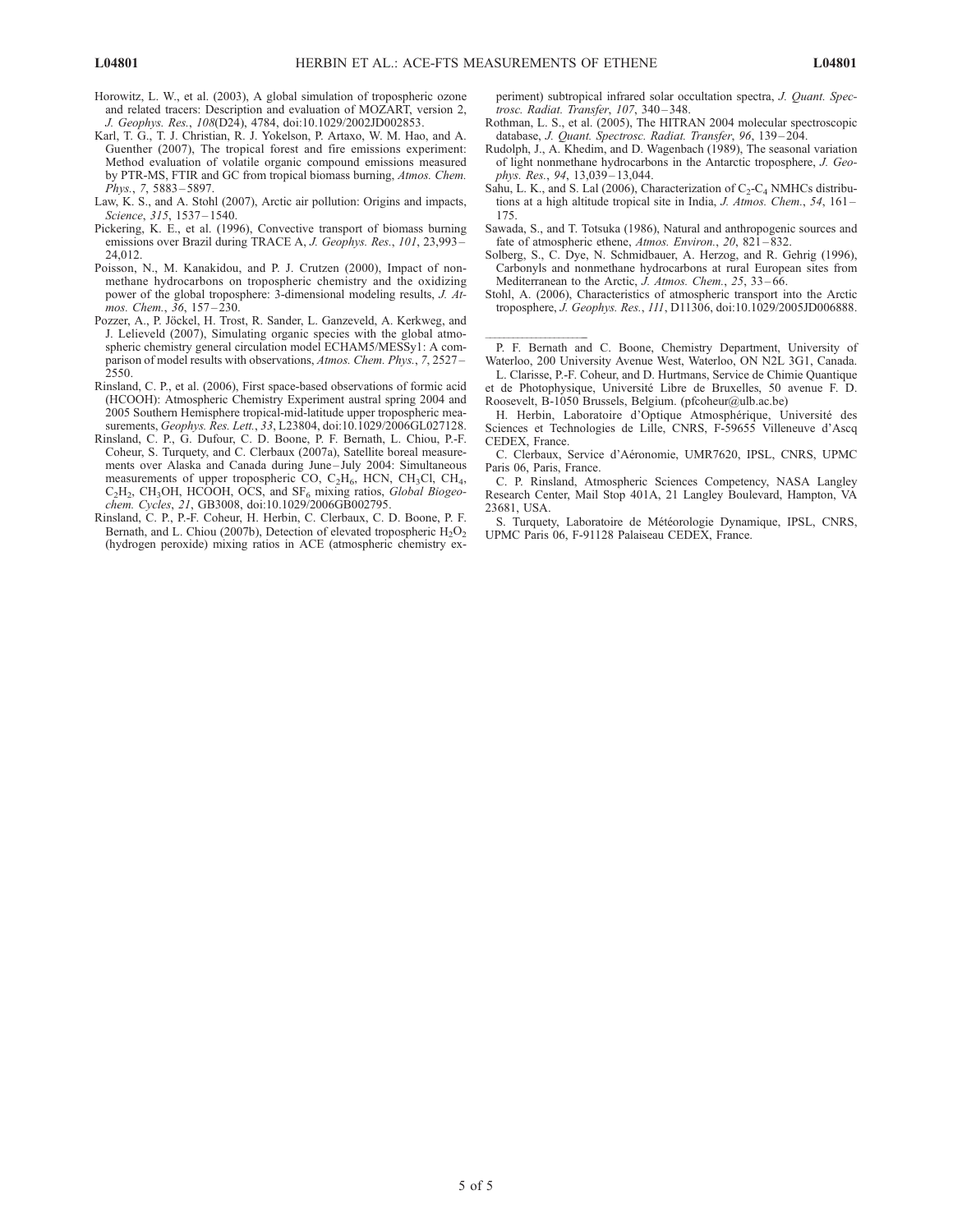Horowitz, L. W., et al. (2003), A global simulation of tropospheric ozone and related tracers: Description and evaluation of MOZART, version 2, *J. Geophys. Res.*, *108*(D24), 4784, doi:10.1029/2002JD002853.

Karl, T. G., T. J. Christian, R. J. Yokelson, P. Artaxo, W. M. Hao, and A. Guenther (2007), The tropical forest and fire emissions experiment: Method evaluation of volatile organic compound emissions measured by PTR-MS, FTIR and GC from tropical biomass burning, *Atmos. Chem. Phys.*, *7*, 5883–5897.

Law, K. S., and A. Stohl (2007), Arctic air pollution: Origins and impacts, *Science*, *315*, 1537–1540.

Pickering, K. E., et al. (1996), Convective transport of biomass burning emissions over Brazil during TRACE A, *J. Geophys. Res.*, *101*, 23,993–24,012.

Poisson, N., M. Kanakidou, and P. J. Crutzen (2000), Impact of non-methane hydrocarbons on tropospheric chemistry and the oxidizing power of the global troposphere: 3-dimensional modeling results, *J. Atmos. Chem.*, *36*, 157–230.

Pozzer, A., P. Jöckel, H. Trost, R. Sander, L. Ganzeveld, A. Kerkweg, and J. Lelieveld (2007), Simulating organic species with the global atmospheric chemistry general circulation model ECHAM5/MESSy1: A comparison of model results with observations, *Atmos. Chem. Phys.*, *7*, 2527–2550.

Rinsland, C. P., et al. (2006), First space-based observations of formic acid (HCOOH): Atmospheric Chemistry Experiment austral spring 2004 and 2005 Southern Hemisphere tropical-mid-latitude upper tropospheric measurements, *Geophys. Res. Lett.*, *33*, L23804, doi:10.1029/2006GL027128.

Rinsland, C. P., G. Dufour, C. D. Boone, P. F. Bernath, L. Chiou, P.-F. Coheur, S. Turquety, and C. Clerbaux (2007a), Satellite boreal measurements over Alaska and Canada during June–July 2004: Simultaneous measurements of upper tropospheric CO, $C_2H_6$, HCN, $CH_3Cl$, $CH_4$, $C_2H_2$, $CH_3OH$, HCOOH, OCS, and $SF_6$ mixing ratios, *Global Biogeochem. Cycles*, *21*, GB3008, doi:10.1029/2006GB002795.

Rinsland, C. P., P.-F. Coheur, H. Herbin, C. Clerbaux, C. D. Boone, P. F. Bernath, and L. Chiou (2007b), Detection of elevated tropospheric $H_2O_2$ (hydrogen peroxide) mixing ratios in ACE (atmospheric chemistry experiment) subtropical infrared solar occultation spectra, *J. Quant. Spectrosc. Radiat. Transfer*, *107*, 340–348.

Rothman, L. S., et al. (2005), The HITRAN 2004 molecular spectroscopic database, *J. Quant. Spectrosc. Radiat. Transfer*, *96*, 139–204.

Rudolph, J., A. Khedim, and D. Wagenbach (1989), The seasonal variation of light nonmethane hydrocarbons in the Antarctic troposphere, *J. Geophys. Res.*, *94*, 13,039–13,044.

Sahu, L. K., and S. Lal (2006), Characterization of $C_2$-$C_4$ NMHCs distributions at a high altitude tropical site in India, *J. Atmos. Chem.*, *54*, 161–175.

Sawada, S., and T. Totsuka (1986), Natural and anthropogenic sources and fate of atmospheric ethene, *Atmos. Environ.*, *20*, 821–832.

Solberg, S., C. Dye, N. Schmidbauer, A. Herzog, and R. Gehrig (1996), Carbonyls and nonmethane hydrocarbons at rural European sites from Mediterranean to the Arctic, *J. Atmos. Chem.*, *25*, 33–66.

Stohl, A. (2006), Characteristics of atmospheric transport into the Arctic troposphere, *J. Geophys. Res.*, *111*, D11306, doi:10.1029/2005JD006888.

---

P. F. Bernath and C. Boone, Chemistry Department, University of Waterloo, 200 University Avenue West, Waterloo, ON N2L 3G1, Canada.

L. Clarisse, P.-F. Coheur, and D. Hurtmans, Service de Chimie Quantique et de Photophysique, Université Libre de Bruxelles, 50 avenue F. D. Roosevelt, B-1050 Brussels, Belgium. (pfcoheur@ulb.ac.be)

H. Herbin, Laboratoire d'Optique Atmosphérique, Université des Sciences et Technologies de Lille, CNRS, F-59655 Villeneuve d'Ascq CEDEX, France.

C. Clerbaux, Service d'Aéronomie, UMR7620, IPSL, CNRS, UPMC Paris 06, Paris, France.

C. P. Rinsland, Atmospheric Sciences Competency, NASA Langley Research Center, Mail Stop 401A, 21 Langley Boulevard, Hampton, VA 23681, USA.

S. Turquety, Laboratoire de Météorologie Dynamique, IPSL, CNRS, UPMC Paris 06, F-91128 Palaiseau CEDEX, France.